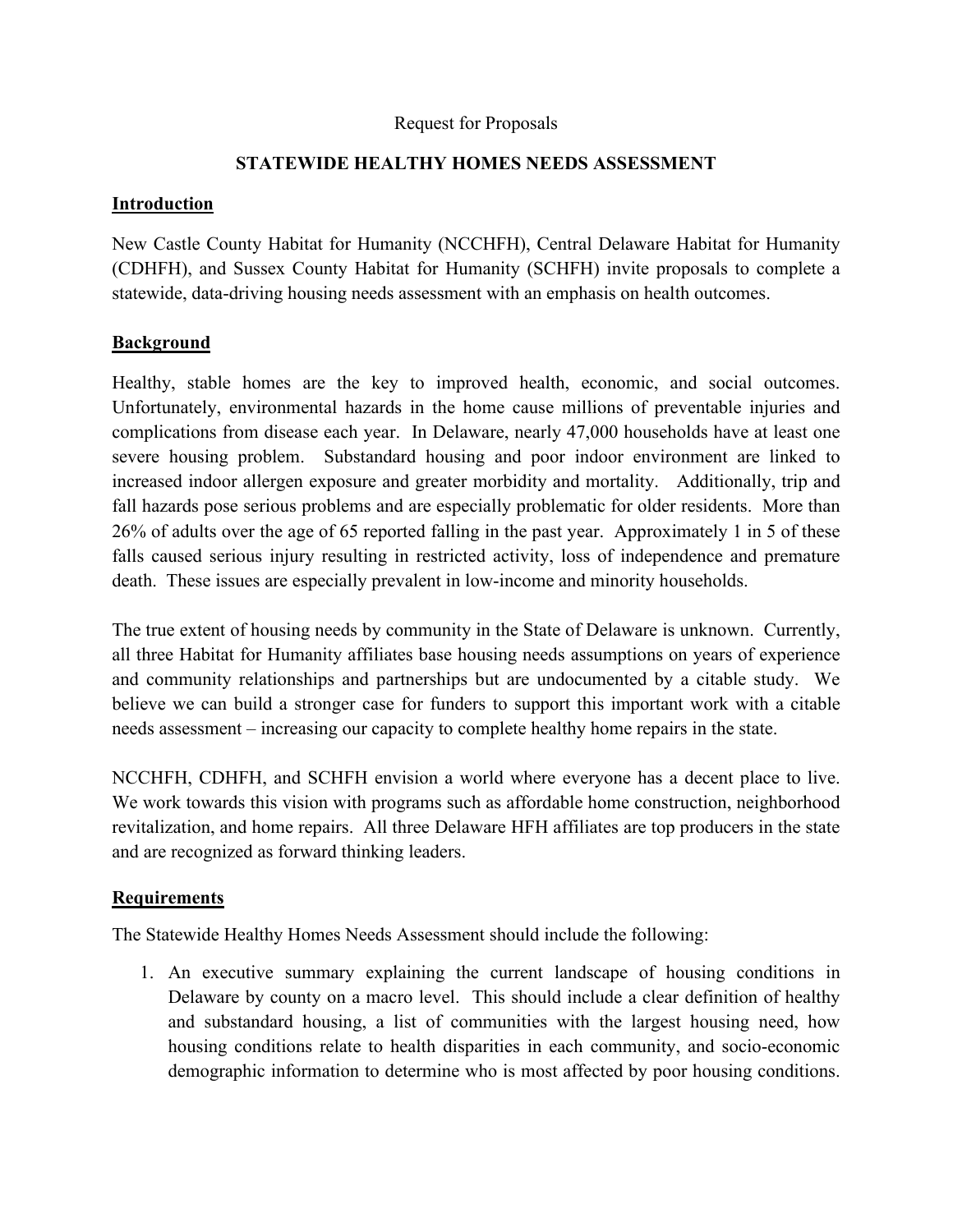Request for Proposals

## STATEWIDE HEALTHY HOMES NEEDS ASSESSMENT

### Introduction

New Castle County Habitat for Humanity (NCCHFH), Central Delaware Habitat for Humanity (CDHFH), and Sussex County Habitat for Humanity (SCHFH) invite proposals to complete a statewide, data-driving housing needs assessment with an emphasis on health outcomes.

### Background

Healthy, stable homes are the key to improved health, economic, and social outcomes. Unfortunately, environmental hazards in the home cause millions of preventable injuries and complications from disease each year. In Delaware, nearly 47,000 households have at least one severe housing problem. Substandard housing and poor indoor environment are linked to increased indoor allergen exposure and greater morbidity and mortality. Additionally, trip and fall hazards pose serious problems and are especially problematic for older residents. More than 26% of adults over the age of 65 reported falling in the past year. Approximately 1 in 5 of these falls caused serious injury resulting in restricted activity, loss of independence and premature death. These issues are especially prevalent in low-income and minority households.

The true extent of housing needs by community in the State of Delaware is unknown. Currently, all three Habitat for Humanity affiliates base housing needs assumptions on years of experience and community relationships and partnerships but are undocumented by a citable study. We believe we can build a stronger case for funders to support this important work with a citable needs assessment – increasing our capacity to complete healthy home repairs in the state.

NCCHFH, CDHFH, and SCHFH envision a world where everyone has a decent place to live. We work towards this vision with programs such as affordable home construction, neighborhood revitalization, and home repairs. All three Delaware HFH affiliates are top producers in the state and are recognized as forward thinking leaders.

### Requirements

The Statewide Healthy Homes Needs Assessment should include the following:

1. An executive summary explaining the current landscape of housing conditions in Delaware by county on a macro level. This should include a clear definition of healthy and substandard housing, a list of communities with the largest housing need, how housing conditions relate to health disparities in each community, and socio-economic demographic information to determine who is most affected by poor housing conditions.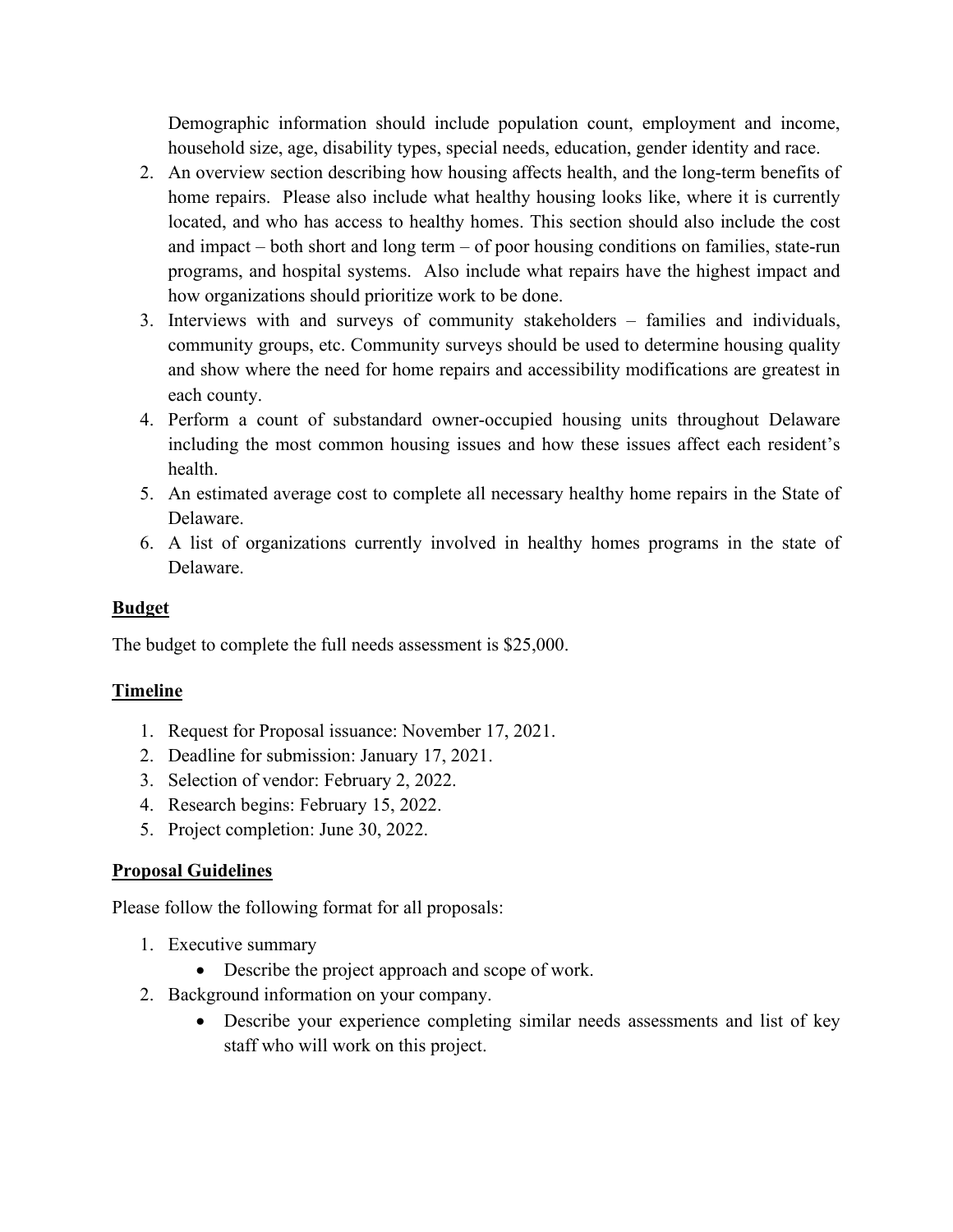Demographic information should include population count, employment and income, household size, age, disability types, special needs, education, gender identity and race.

2. An overview section describing how housing affects health, and the long-term benefits of home repairs. Please also include what healthy housing looks like, where it is currently located, and who has access to healthy homes. This section should also include the cost and impact – both short and long term – of poor housing conditions on families, state-run programs, and hospital systems. Also include what repairs have the highest impact and how organizations should prioritize work to be done.
3. Interviews with and surveys of community stakeholders – families and individuals, community groups, etc. Community surveys should be used to determine housing quality and show where the need for home repairs and accessibility modifications are greatest in each county.
4. Perform a count of substandard owner-occupied housing units throughout Delaware including the most common housing issues and how these issues affect each resident's health.
5. An estimated average cost to complete all necessary healthy home repairs in the State of Delaware.
6. A list of organizations currently involved in healthy homes programs in the state of Delaware.

## Budget

The budget to complete the full needs assessment is $25,000.

## Timeline

1. Request for Proposal issuance: November 17, 2021.
2. Deadline for submission: January 17, 2021.
3. Selection of vendor: February 2, 2022.
4. Research begins: February 15, 2022.
5. Project completion: June 30, 2022.

## Proposal Guidelines

Please follow the following format for all proposals:

1. Executive summary
   - Describe the project approach and scope of work.
2. Background information on your company.
   - Describe your experience completing similar needs assessments and list of key staff who will work on this project.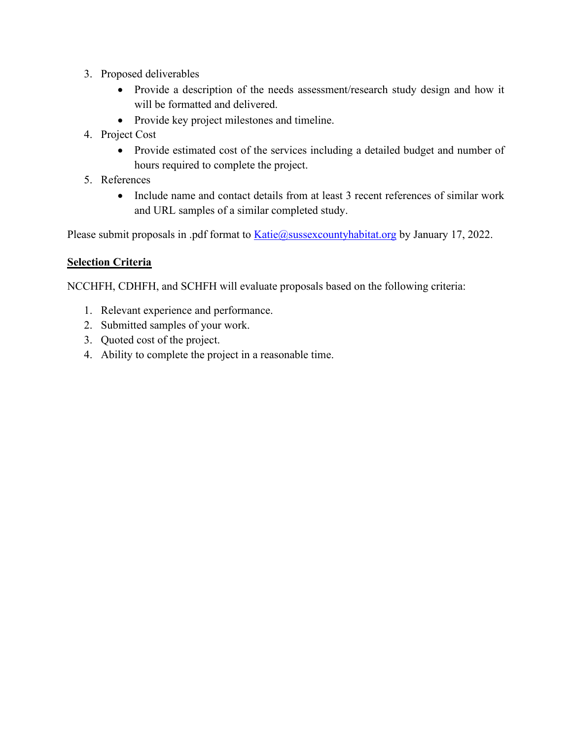3. Proposed deliverables
   - Provide a description of the needs assessment/research study design and how it will be formatted and delivered.
   - Provide key project milestones and timeline.
4. Project Cost
   - Provide estimated cost of the services including a detailed budget and number of hours required to complete the project.
5. References
   - Include name and contact details from at least 3 recent references of similar work and URL samples of a similar completed study.

Please submit proposals in .pdf format to Katie@sussexcountyhabitat.org by January 17, 2022.

**Selection Criteria**

NCCHFH, CDHFH, and SCHFH will evaluate proposals based on the following criteria:

1. Relevant experience and performance.
2. Submitted samples of your work.
3. Quoted cost of the project.
4. Ability to complete the project in a reasonable time.